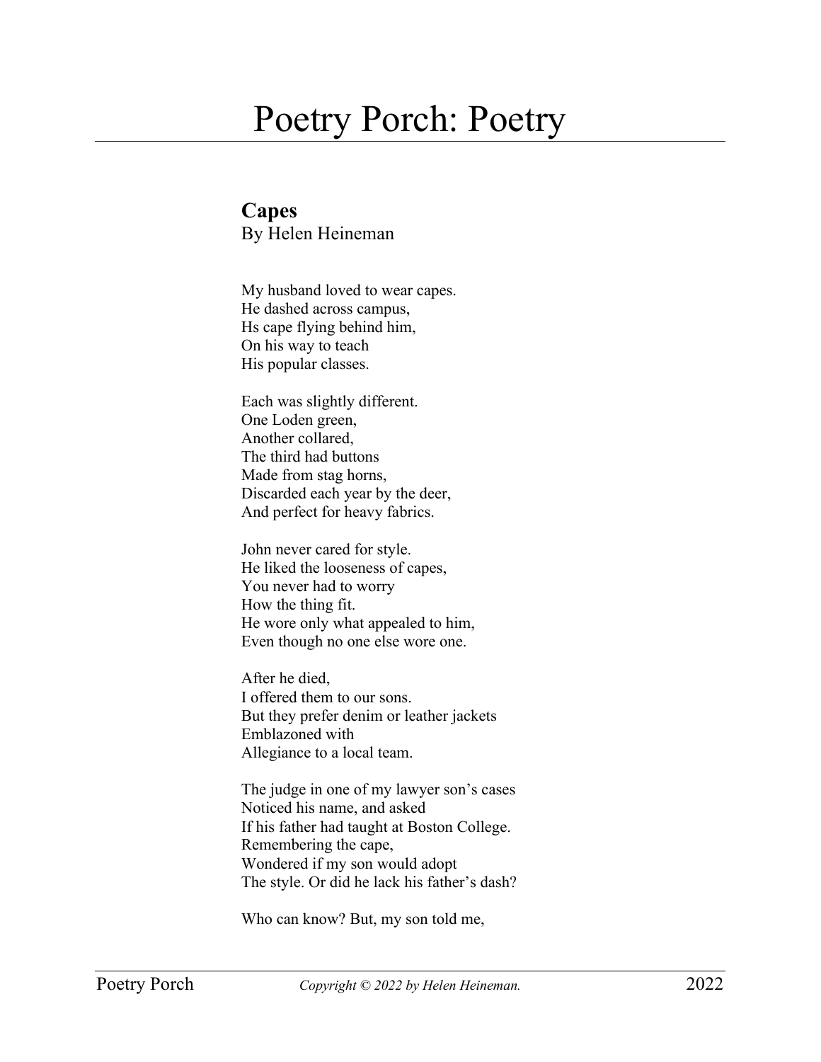# Poetry Porch: Poetry

## Capes

By Helen Heineman

My husband loved to wear capes.
He dashed across campus,
Hs cape flying behind him,
On his way to teach
His popular classes.

Each was slightly different.
One Loden green,
Another collared,
The third had buttons
Made from stag horns,
Discarded each year by the deer,
And perfect for heavy fabrics.

John never cared for style.
He liked the looseness of capes,
You never had to worry
How the thing fit.
He wore only what appealed to him,
Even though no one else wore one.

After he died,
I offered them to our sons.
But they prefer denim or leather jackets
Emblazoned with
Allegiance to a local team.

The judge in one of my lawyer son's cases
Noticed his name, and asked
If his father had taught at Boston College.
Remembering the cape,
Wondered if my son would adopt
The style. Or did he lack his father's dash?

Who can know? But, my son told me,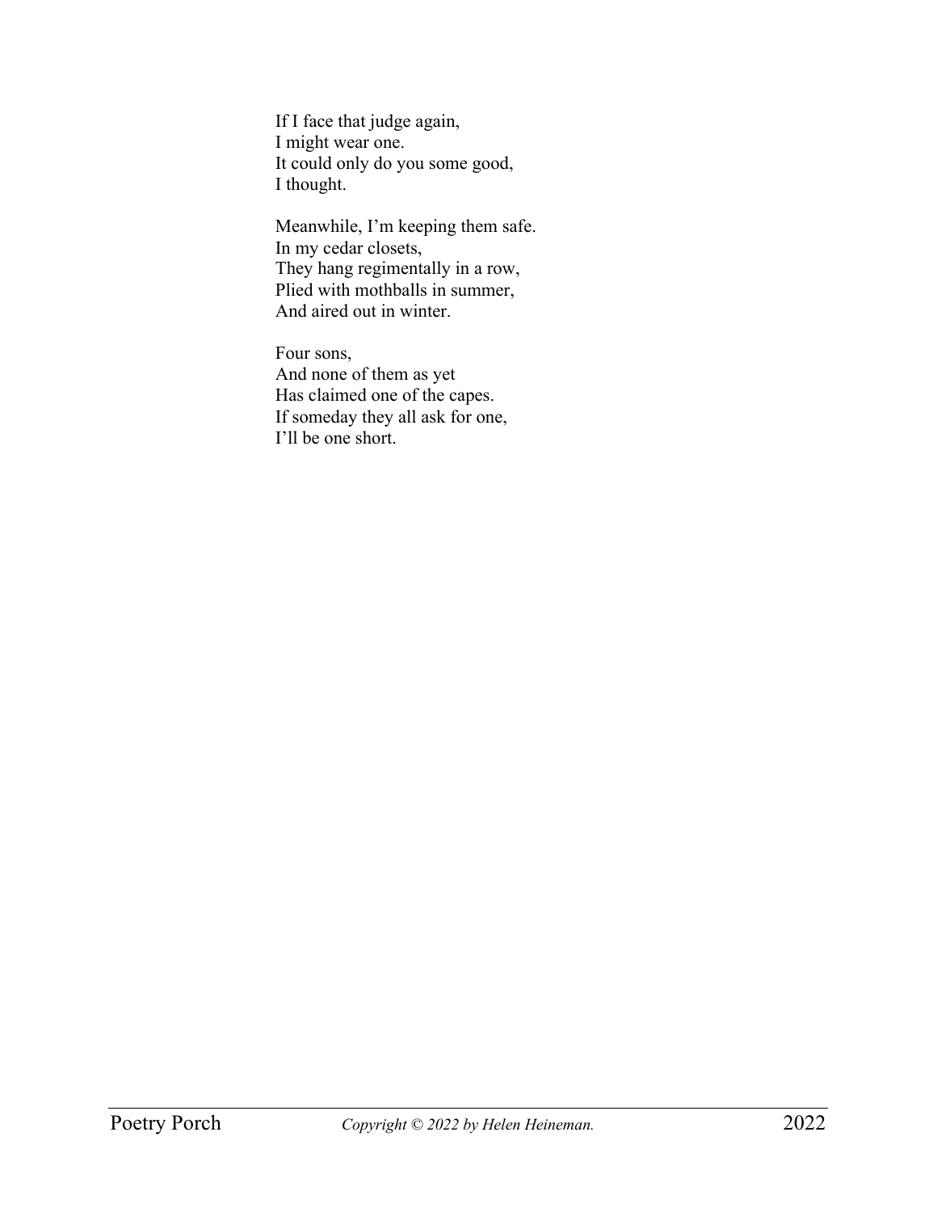If I face that judge again,  
I might wear one.  
It could only do you some good,  
I thought.

Meanwhile, I'm keeping them safe.  
In my cedar closets,  
They hang regimentally in a row,  
Plied with mothballs in summer,  
And aired out in winter.

Four sons,  
And none of them as yet  
Has claimed one of the capes.  
If someday they all ask for one,  
I'll be one short.

*Copyright © 2022 by Helen Heineman.*